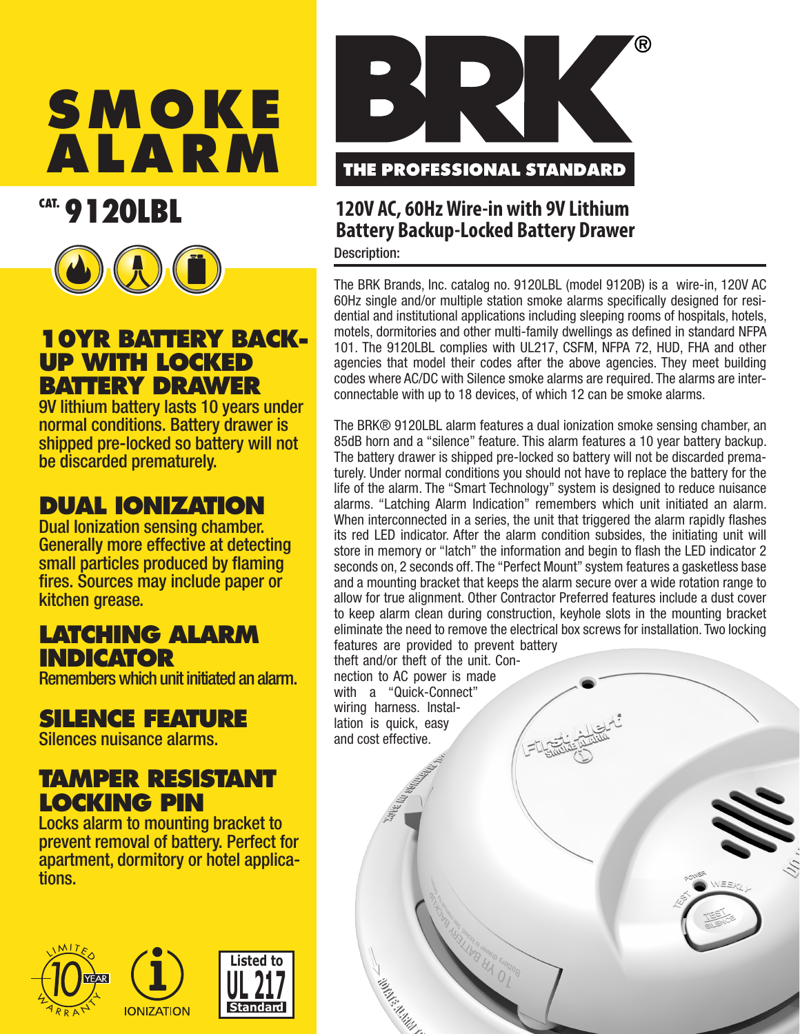# SMOKE ALARM

## CAT. 9120LBL

### 10YR BATTERY BACK-UP WITH LOCKED BATTERY DRAWER

9V lithium battery lasts 10 years under normal conditions. Battery drawer is shipped pre-locked so battery will not be discarded prematurely.

### DUAL IONIZATION

Dual Ionization sensing chamber. Generally more effective at detecting small particles produced by flaming fires. Sources may include paper or kitchen grease.

### LATCHING ALARM INDICATOR

Remembers which unit initiated an alarm.

### SILENCE FEATURE

Silences nuisance alarms.

### TAMPER RESISTANT LOCKING PIN

Locks alarm to mounting bracket to prevent removal of battery. Perfect for apartment, dormitory or hotel applications.

LIMITED 10 YEAR WARRANTY

IONIZATION

Listed to UL 217 Standard

BRK®

THE PROFESSIONAL STANDARD

## 120V AC, 60Hz Wire-in with 9V Lithium Battery Backup-Locked Battery Drawer

**Description:**

The BRK Brands, Inc. catalog no. 9120LBL (model 9120B) is a wire-in, 120V AC 60Hz single and/or multiple station smoke alarms specifically designed for residential and institutional applications including sleeping rooms of hospitals, hotels, motels, dormitories and other multi-family dwellings as defined in standard NFPA 101. The 9120LBL complies with UL217, CSFM, NFPA 72, HUD, FHA and other agencies that model their codes after the above agencies. They meet building codes where AC/DC with Silence smoke alarms are required. The alarms are interconnectable with up to 18 devices, of which 12 can be smoke alarms.

The BRK® 9120LBL alarm features a dual ionization smoke sensing chamber, an 85dB horn and a "silence" feature. This alarm features a 10 year battery backup. The battery drawer is shipped pre-locked so battery will not be discarded prematurely. Under normal conditions you should not have to replace the battery for the life of the alarm. The "Smart Technology" system is designed to reduce nuisance alarms. "Latching Alarm Indication" remembers which unit initiated an alarm. When interconnected in a series, the unit that triggered the alarm rapidly flashes its red LED indicator. After the alarm condition subsides, the initiating unit will store in memory or "latch" the information and begin to flash the LED indicator 2 seconds on, 2 seconds off. The "Perfect Mount" system features a gasketless base and a mounting bracket that keeps the alarm secure over a wide rotation range to allow for true alignment. Other Contractor Preferred features include a dust cover to keep alarm clean during construction, keyhole slots in the mounting bracket eliminate the need to remove the electrical box screws for installation. Two locking features are provided to prevent battery theft and/or theft of the unit. Connection to AC power is made with a "Quick-Connect" wiring harness. Installation is quick, easy and cost effective.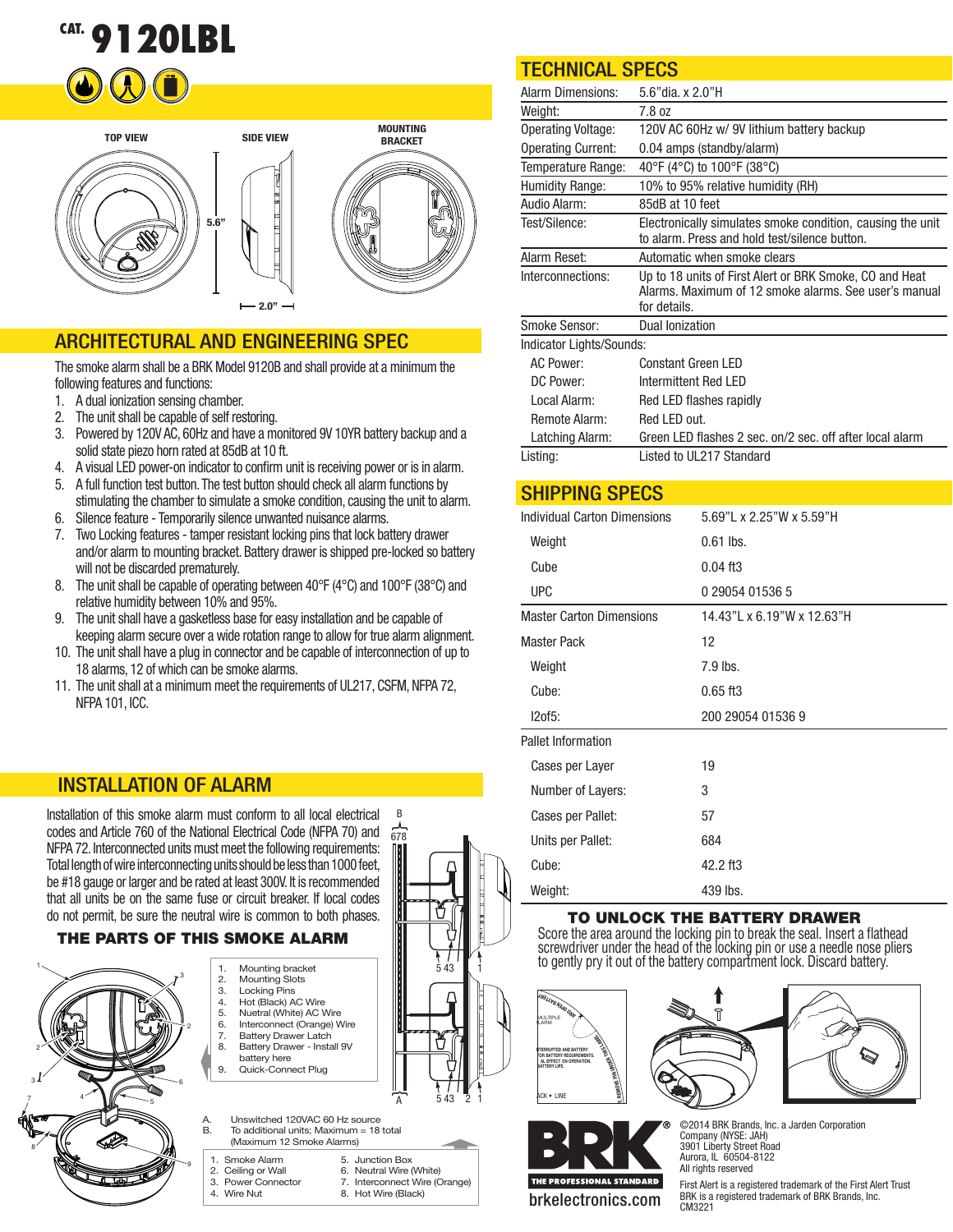# CAT. 9120LBL

TOP VIEW

SIDE VIEW

MOUNTING BRACKET

5.6"

2.0"

## ARCHITECTURAL AND ENGINEERING SPEC

The smoke alarm shall be a BRK Model 9120B and shall provide at a minimum the following features and functions:

1. A dual ionization sensing chamber.
2. The unit shall be capable of self restoring.
3. Powered by 120V AC, 60Hz and have a monitored 9V 10YR battery backup and a solid state piezo horn rated at 85dB at 10 ft.
4. A visual LED power-on indicator to confirm unit is receiving power or is in alarm.
5. A full function test button. The test button should check all alarm functions by stimulating the chamber to simulate a smoke condition, causing the unit to alarm.
6. Silence feature - Temporarily silence unwanted nuisance alarms.
7. Two Locking features - tamper resistant locking pins that lock battery drawer and/or alarm to mounting bracket. Battery drawer is shipped pre-locked so battery will not be discarded prematurely.
8. The unit shall be capable of operating between 40°F (4°C) and 100°F (38°C) and relative humidity between 10% and 95%.
9. The unit shall have a gasketless base for easy installation and be capable of keeping alarm secure over a wide rotation range to allow for true alarm alignment.
10. The unit shall have a plug in connector and be capable of interconnection of up to 18 alarms, 12 of which can be smoke alarms.
11. The unit shall at a minimum meet the requirements of UL217, CSFM, NFPA 72, NFPA 101, ICC.

## INSTALLATION OF ALARM

Installation of this smoke alarm must conform to all local electrical codes and Article 760 of the National Electrical Code (NFPA 70) and NFPA 72. Interconnected units must meet the following requirements: Total length of wire interconnecting units should be less than 1000 feet, be #18 gauge or larger and be rated at least 300V. It is recommended that all units be on the same fuse or circuit breaker. If local codes do not permit, be sure the neutral wire is common to both phases.

### THE PARTS OF THIS SMOKE ALARM

1. Mounting bracket
2. Mounting Slots
3. Locking Pins
4. Hot (Black) AC Wire
5. Nuetral (White) AC Wire
6. Interconnect (Orange) Wire
7. Battery Drawer Latch
8. Battery Drawer - Install 9V battery here
9. Quick-Connect Plug

A. Unswitched 120VAC 60 Hz source
B. To additional units; Maximum = 18 total (Maximum 12 Smoke Alarms)

1. Smoke Alarm
2. Ceiling or Wall
3. Power Connector
4. Wire Nut
5. Junction Box
6. Neutral Wire (White)
7. Interconnect Wire (Orange)
8. Hot Wire (Black)

## TECHNICAL SPECS

| | |
|---|---|
| Alarm Dimensions: | 5.6"dia. x 2.0"H |
| Weight: | 7.8 oz |
| Operating Voltage: | 120V AC 60Hz w/ 9V lithium battery backup |
| Operating Current: | 0.04 amps (standby/alarm) |
| Temperature Range: | 40°F (4°C) to 100°F (38°C) |
| Humidity Range: | 10% to 95% relative humidity (RH) |
| Audio Alarm: | 85dB at 10 feet |
| Test/Silence: | Electronically simulates smoke condition, causing the unit to alarm. Press and hold test/silence button. |
| Alarm Reset: | Automatic when smoke clears |
| Interconnections: | Up to 18 units of First Alert or BRK Smoke, CO and Heat Alarms. Maximum of 12 smoke alarms. See user's manual for details. |
| Smoke Sensor: | Dual Ionization |
| Indicator Lights/Sounds: | |
| AC Power: | Constant Green LED |
| DC Power: | Intermittent Red LED |
| Local Alarm: | Red LED flashes rapidly |
| Remote Alarm: | Red LED out. |
| Latching Alarm: | Green LED flashes 2 sec. on/2 sec. off after local alarm |
| Listing: | Listed to UL217 Standard |

## SHIPPING SPECS

| | |
|---|---|
| Individual Carton Dimensions | 5.69"L x 2.25"W x 5.59"H |
| Weight | 0.61 lbs. |
| Cube | 0.04 ft3 |
| UPC | 0 29054 01536 5 |
| Master Carton Dimensions | 14.43"L x 6.19"W x 12.63"H |
| Master Pack | 12 |
| Weight | 7.9 lbs. |
| Cube: | 0.65 ft3 |
| I2of5: | 200 29054 01536 9 |
| Pallet Information | |
| Cases per Layer | 19 |
| Number of Layers: | 3 |
| Cases per Pallet: | 57 |
| Units per Pallet: | 684 |
| Cube: | 42.2 ft3 |
| Weight: | 439 lbs. |

### TO UNLOCK THE BATTERY DRAWER

Score the area around the locking pin to break the seal. Insert a flathead screwdriver under the head of the locking pin or use a needle nose pliers to gently pry it out of the battery compartment lock. Discard battery.

BRK THE PROFESSIONAL STANDARD

brkelectronics.com

©2014 BRK Brands, Inc. a Jarden Corporation Company (NYSE: JAH)
3901 Liberty Street Road
Aurora, IL 60504-8122
All rights reserved

First Alert is a registered trademark of the First Alert Trust
BRK is a registered trademark of BRK Brands, Inc.
CM3221